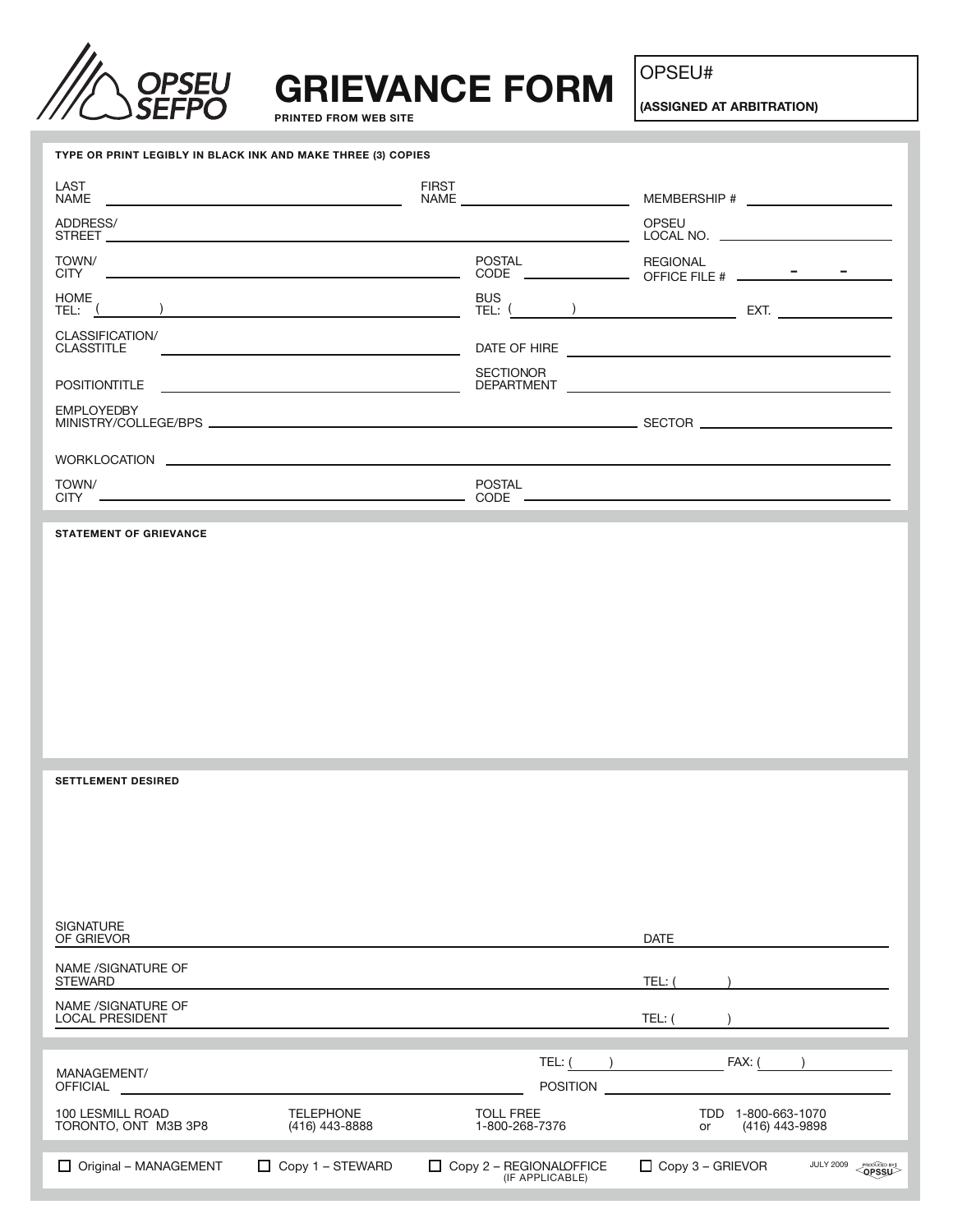OPSEU SEFPO

# GRIEVANCE FORM

**PRINTED FROM WEB SITE**

OPSEU#
**(ASSIGNED AT ARBITRATION)**

**TYPE OR PRINT LEGIBLY IN BLACK INK AND MAKE THREE (3) COPIES**

LAST NAME ______________________ FIRST NAME ______________________ MEMBERSHIP # ______________________

ADDRESS/ STREET ______________________ OPSEU LOCAL NO. ______________________

TOWN/ CITY ______________________ POSTAL CODE ______________________ REGIONAL OFFICE FILE # ____ - ____ - ____

HOME TEL: (        ) ______________________ BUS TEL: (        ) ______________________ EXT. ______________________

CLASSIFICATION/ CLASSTITLE ______________________ DATE OF HIRE ______________________

POSITIONTITLE ______________________ SECTIONOR DEPARTMENT ______________________

EMPLOYEDBY MINISTRY/COLLEGE/BPS ______________________ SECTOR ______________________

WORKLOCATION ______________________

TOWN/ CITY ______________________ POSTAL CODE ______________________

**STATEMENT OF GRIEVANCE**

**SETTLEMENT DESIRED**

SIGNATURE OF GRIEVOR ______________________ DATE ______________________

NAME /SIGNATURE OF STEWARD ______________________ TEL: (        ) ______________________

NAME /SIGNATURE OF LOCAL PRESIDENT ______________________ TEL: (        ) ______________________

MANAGEMENT/ OFFICIAL ______________________ TEL: (        ) ______________________ FAX: (        ) ______________________ POSITION ______________________

| 100 LESMILL ROAD TORONTO, ONT M3B 3P8 | TELEPHONE (416) 443-8888 | TOLL FREE 1-800-268-7376 | TDD 1-800-663-1070 or (416) 443-9898 |
|---|---|---|---|

☐ Original – MANAGEMENT ☐ Copy 1 – STEWARD ☐ Copy 2 – REGIONALOFFICE (IF APPLICABLE) ☐ Copy 3 – GRIEVOR

JULY 2009 PRODUCED BY OPSSU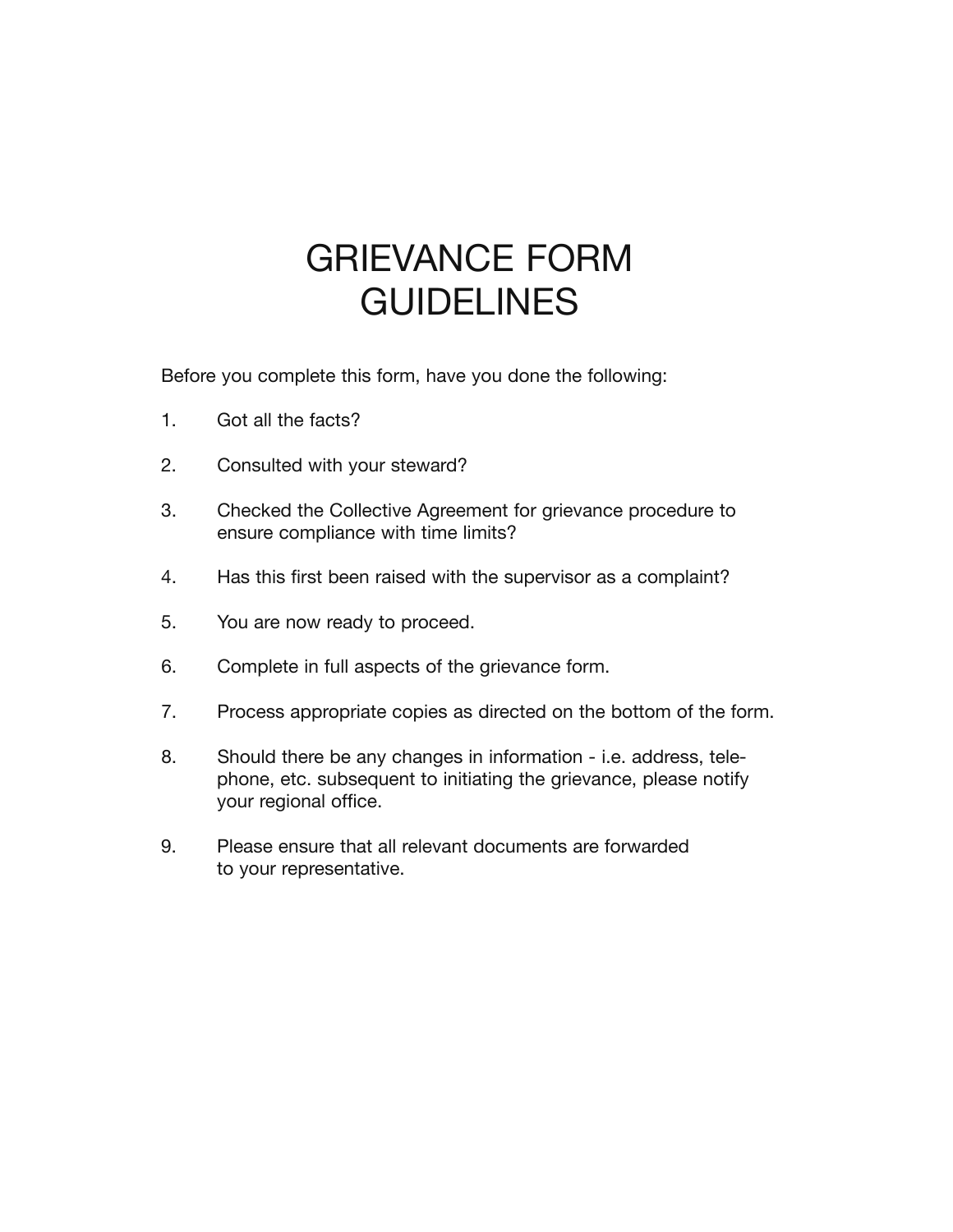# GRIEVANCE FORM GUIDELINES

Before you complete this form, have you done the following:

1. Got all the facts?
2. Consulted with your steward?
3. Checked the Collective Agreement for grievance procedure to ensure compliance with time limits?
4. Has this first been raised with the supervisor as a complaint?
5. You are now ready to proceed.
6. Complete in full aspects of the grievance form.
7. Process appropriate copies as directed on the bottom of the form.
8. Should there be any changes in information - i.e. address, telephone, etc. subsequent to initiating the grievance, please notify your regional office.
9. Please ensure that all relevant documents are forwarded to your representative.